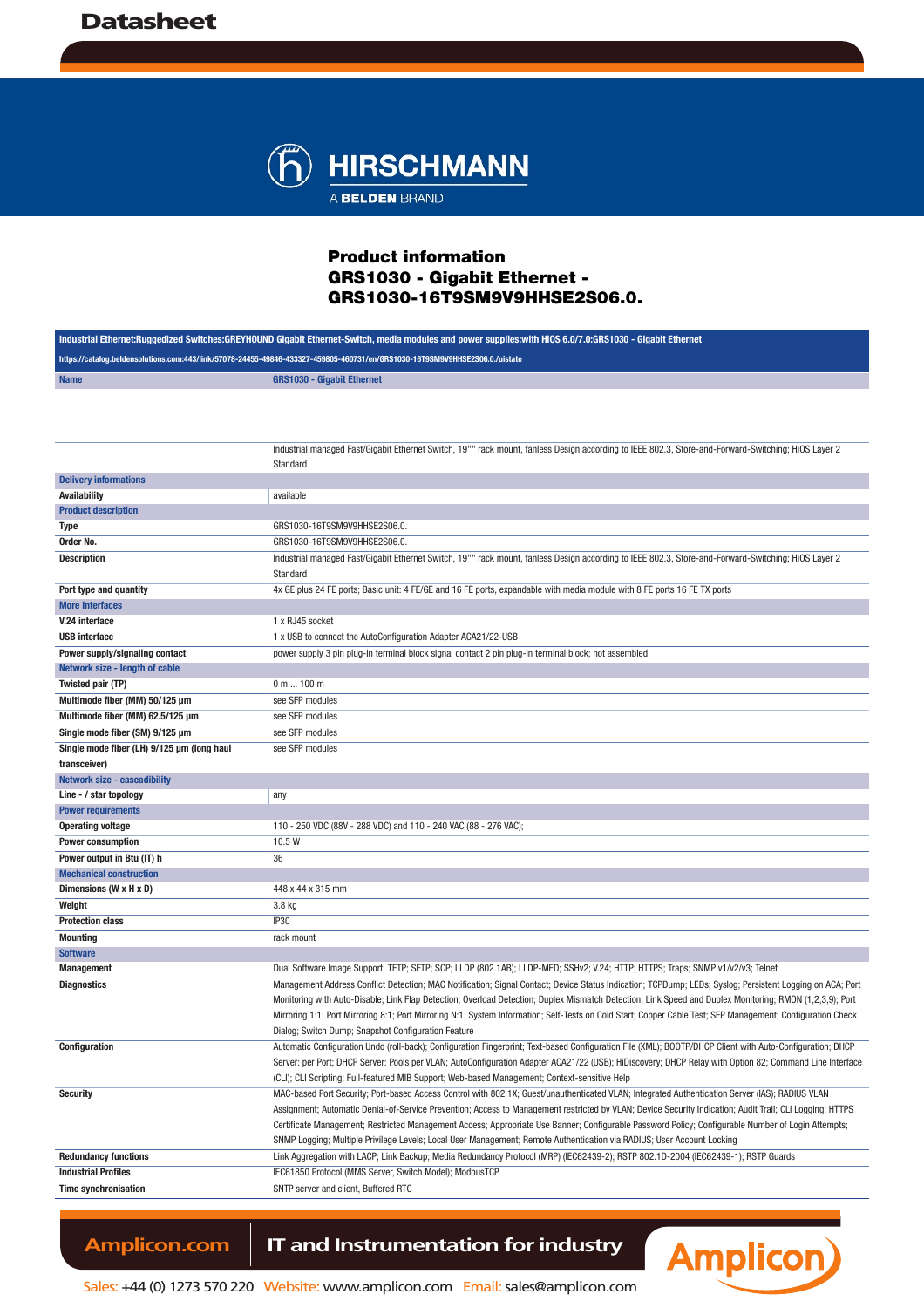# Datasheet

HIRSCHMANN
A BELDEN BRAND

## Product information
## GRS1030 - Gigabit Ethernet - GRS1030-16T9SM9V9HHSE2S06.0.

| Industrial Ethernet:Ruggedized Switches:GREYHOUND Gigabit Ethernet-Switch, media modules and power supplies:with HiOS 6.0/7.0:GRS1030 - Gigabit Ethernet | |
|---|---|
| https://catalog.beldensolutions.com:443/link/57078-24455-49846-433327-459805-460731/en/GRS1030-16T9SM9V9HHSE2S06.0./uistate | |
| Name | GRS1030 - Gigabit Ethernet |

| | |
|---|---|
| | Industrial managed Fast/Gigabit Ethernet Switch, 19"" rack mount, fanless Design according to IEEE 802.3, Store-and-Forward-Switching; HiOS Layer 2 Standard |
| **Delivery informations** | |
| Availability | available |
| **Product description** | |
| Type | GRS1030-16T9SM9V9HHSE2S06.0. |
| Order No. | GRS1030-16T9SM9V9HHSE2S06.0. |
| Description | Industrial managed Fast/Gigabit Ethernet Switch, 19"" rack mount, fanless Design according to IEEE 802.3, Store-and-Forward-Switching; HiOS Layer 2 Standard |
| Port type and quantity | 4x GE plus 24 FE ports; Basic unit: 4 FE/GE and 16 FE ports, expandable with media module with 8 FE ports 16 FE TX ports |
| **More Interfaces** | |
| V.24 interface | 1 x RJ45 socket |
| USB interface | 1 x USB to connect the AutoConfiguration Adapter ACA21/22-USB |
| Power supply/signaling contact | power supply 3 pin plug-in terminal block signal contact 2 pin plug-in terminal block; not assembled |
| **Network size - length of cable** | |
| Twisted pair (TP) | 0 m ... 100 m |
| Multimode fiber (MM) 50/125 µm | see SFP modules |
| Multimode fiber (MM) 62.5/125 µm | see SFP modules |
| Single mode fiber (SM) 9/125 µm | see SFP modules |
| Single mode fiber (LH) 9/125 µm (long haul transceiver) | see SFP modules |
| **Network size - cascadibility** | |
| Line - / star topology | any |
| **Power requirements** | |
| Operating voltage | 110 - 250 VDC (88V - 288 VDC) and 110 - 240 VAC (88 - 276 VAC); |
| Power consumption | 10.5 W |
| Power output in Btu (IT) h | 36 |
| **Mechanical construction** | |
| Dimensions (W x H x D) | 448 x 44 x 315 mm |
| Weight | 3.8 kg |
| Protection class | IP30 |
| Mounting | rack mount |
| **Software** | |
| Management | Dual Software Image Support; TFTP; SFTP; SCP; LLDP (802.1AB); LLDP-MED; SSHv2; V.24; HTTP; HTTPS; Traps; SNMP v1/v2/v3; Telnet |
| Diagnostics | Management Address Conflict Detection; MAC Notification; Signal Contact; Device Status Indication; TCPDump; LEDs; Syslog; Persistent Logging on ACA; Port Monitoring with Auto-Disable; Link Flap Detection; Overload Detection; Duplex Mismatch Detection; Link Speed and Duplex Monitoring; RMON (1,2,3,9); Port Mirroring 1:1; Port Mirroring 8:1; Port Mirroring N:1; System Information; Self-Tests on Cold Start; Copper Cable Test; SFP Management; Configuration Check Dialog; Switch Dump; Snapshot Configuration Feature |
| Configuration | Automatic Configuration Undo (roll-back); Configuration Fingerprint; Text-based Configuration File (XML); BOOTP/DHCP Client with Auto-Configuration; DHCP Server: per Port; DHCP Server: Pools per VLAN; AutoConfiguration Adapter ACA21/22 (USB); HiDiscovery; DHCP Relay with Option 82; Command Line Interface (CLI); CLI Scripting; Full-featured MIB Support; Web-based Management; Context-sensitive Help |
| Security | MAC-based Port Security; Port-based Access Control with 802.1X; Guest/unauthenticated VLAN; Integrated Authentication Server (IAS); RADIUS VLAN Assignment; Automatic Denial-of-Service Prevention; Access to Management restricted by VLAN; Device Security Indication; Audit Trail; CLI Logging; HTTPS Certificate Management; Restricted Management Access; Appropriate Use Banner; Configurable Password Policy; Configurable Number of Login Attempts; SNMP Logging; Multiple Privilege Levels; Local User Management; Remote Authentication via RADIUS; User Account Locking |
| Redundancy functions | Link Aggregation with LACP; Link Backup; Media Redundancy Protocol (MRP) (IEC62439-2); RSTP 802.1D-2004 (IEC62439-1); RSTP Guards |
| Industrial Profiles | IEC61850 Protocol (MMS Server, Switch Model); ModbusTCP |
| Time synchronisation | SNTP server and client, Buffered RTC |

Amplicon.com | IT and Instrumentation for industry

Sales: +44 (0) 1273 570 220 Website: www.amplicon.com Email: sales@amplicon.com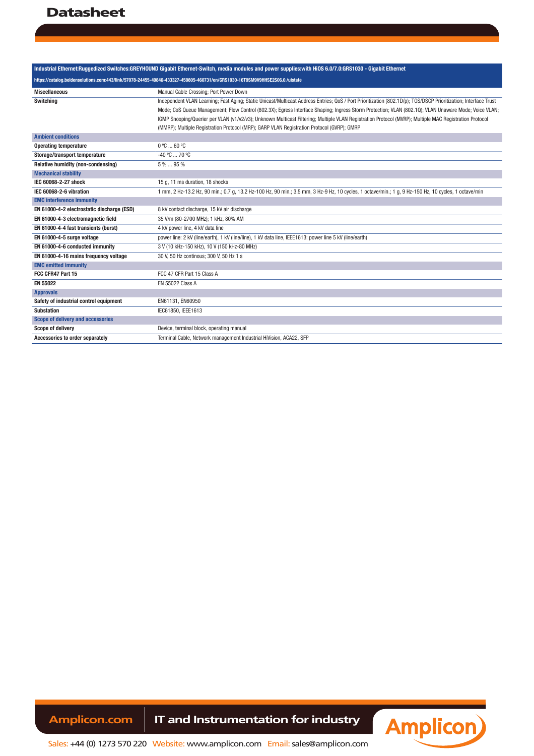| Industrial Ethernet:Ruggedized Switches:GREYHOUND Gigabit Ethernet-Switch, media modules and power supplies:with HiOS 6.0/7.0:GRS1030 - Gigabit Ethernet | |
|---|---|
| https://catalog.beldensolutions.com:443/link/57078-24455-49846-433327-459805-460731/en/GRS1030-16T9SM9V9HHSE2S06.0./uistate | |
| **Miscellaneous** | Manual Cable Crossing; Port Power Down |
| **Switching** | Independent VLAN Learning; Fast Aging; Static Unicast/Multicast Address Entries; QoS / Port Prioritization (802.1D/p); TOS/DSCP Prioritization; Interface Trust Mode; CoS Queue Management; Flow Control (802.3X); Egress Interface Shaping; Ingress Storm Protection; VLAN (802.1Q); VLAN Unaware Mode; Voice VLAN; IGMP Snooping/Querier per VLAN (v1/v2/v3); Unknown Multicast Filtering; Multiple VLAN Registration Protocol (MVRP); Multiple MAC Registration Protocol (MMRP); Multiple Registration Protocol (MRP); GARP VLAN Registration Protocol (GVRP); GMRP |
| **Ambient conditions** | |
| **Operating temperature** | 0 °C ... 60 °C |
| **Storage/transport temperature** | -40 °C ... 70 °C |
| **Relative humidity (non-condensing)** | 5 % ... 95 % |
| **Mechanical stability** | |
| **IEC 60068-2-27 shock** | 15 g, 11 ms duration, 18 shocks |
| **IEC 60068-2-6 vibration** | 1 mm, 2 Hz-13.2 Hz, 90 min.; 0.7 g, 13.2 Hz-100 Hz, 90 min.; 3.5 mm, 3 Hz-9 Hz, 10 cycles, 1 octave/min.; 1 g, 9 Hz-150 Hz, 10 cycles, 1 octave/min |
| **EMC interference immunity** | |
| **EN 61000-4-2 electrostatic discharge (ESD)** | 8 kV contact discharge, 15 kV air discharge |
| **EN 61000-4-3 electromagnetic field** | 35 V/m (80-2700 MHz); 1 kHz, 80% AM |
| **EN 61000-4-4 fast transients (burst)** | 4 kV power line, 4 kV data line |
| **EN 61000-4-5 surge voltage** | power line: 2 kV (line/earth), 1 kV (line/line), 1 kV data line, IEEE1613: power line 5 kV (line/earth) |
| **EN 61000-4-6 conducted immunity** | 3 V (10 kHz-150 kHz), 10 V (150 kHz-80 MHz) |
| **EN 61000-4-16 mains frequency voltage** | 30 V, 50 Hz continous; 300 V, 50 Hz 1 s |
| **EMC emitted immunity** | |
| **FCC CFR47 Part 15** | FCC 47 CFR Part 15 Class A |
| **EN 55022** | EN 55022 Class A |
| **Approvals** | |
| **Safety of industrial control equipment** | EN61131, EN60950 |
| **Substation** | IEC61850, IEEE1613 |
| **Scope of delivery and accessories** | |
| **Scope of delivery** | Device, terminal block, operating manual |
| **Accessories to order separately** | Terminal Cable, Network management Industrial HiVision, ACA22, SFP |